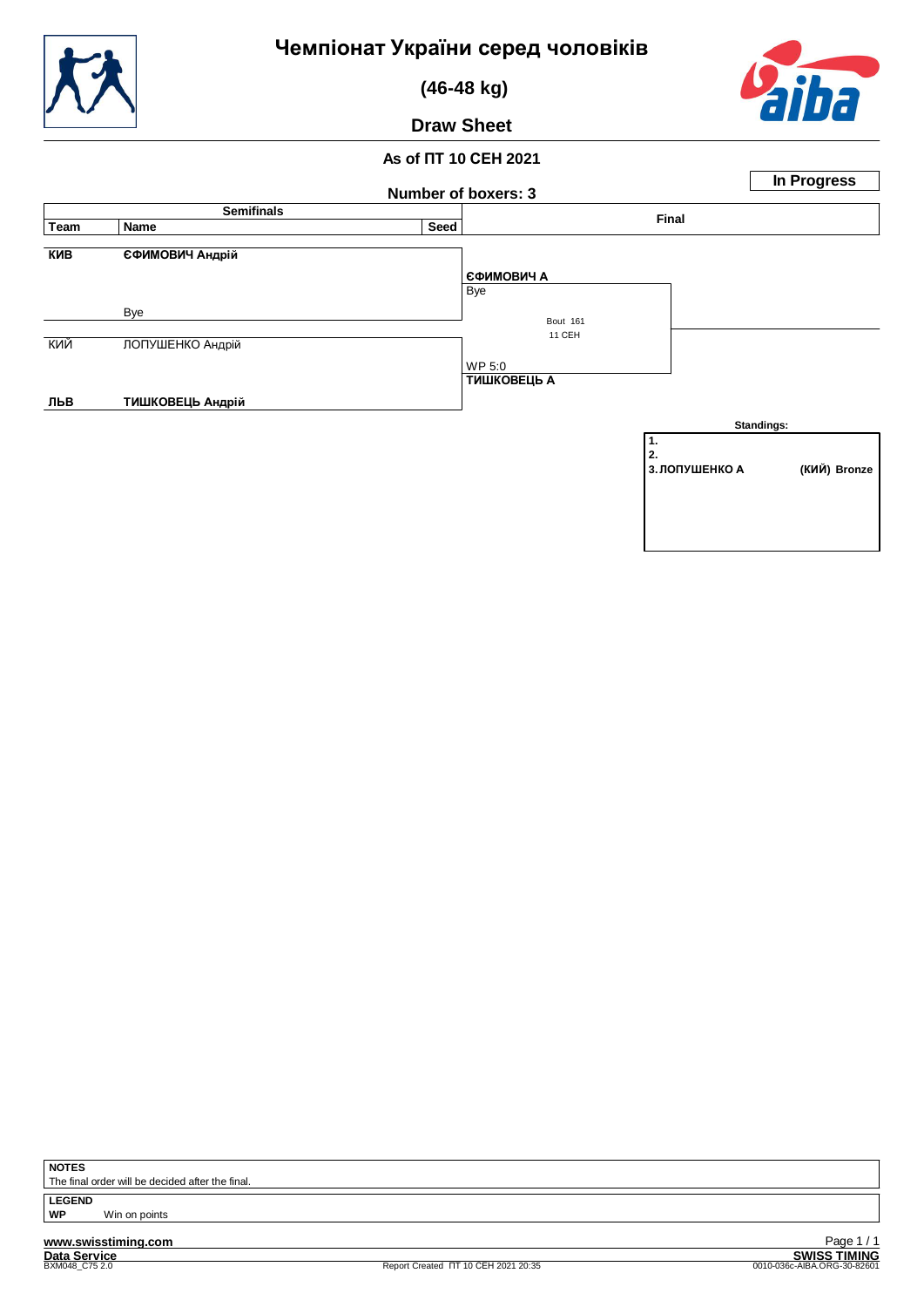# Чемпіонат України серед чоловіків

## (46-48 kg)

## Draw Sheet

**As of ПТ 10 СЕН 2021**

**In Progress**

**Number of boxers: 3**

| Semifinals | | | Final |
|---|---|---|---|
| **Team** | **Name** | **Seed** | |
| **КИВ** | **ЄФИМОВИЧ Андрій** | | **ЄФИМОВИЧ А** Bye |
| | Bye | | |
| КИЙ | ЛОПУШЕНКО Андрій | | WP 5:0 **ТИШКОВЕЦЬ А** |
| **ЛЬВ** | **ТИШКОВЕЦЬ Андрій** | | |

Final: Bout 161, 11 СЕН

**Standings:**

1.
2.
3. **ЛОПУШЕНКО А** **(КИЙ) Bronze**

**NOTES**
The final order will be decided after the final.

**LEGEND**
**WP** Win on points

**www.swisstiming.com**
**Data Service**
BXM048_C75 2.0
Report Created ПТ 10 СЕН 2021 20:35
**SWISS TIMING**
0010-036c-AIBA.ORG-30-82601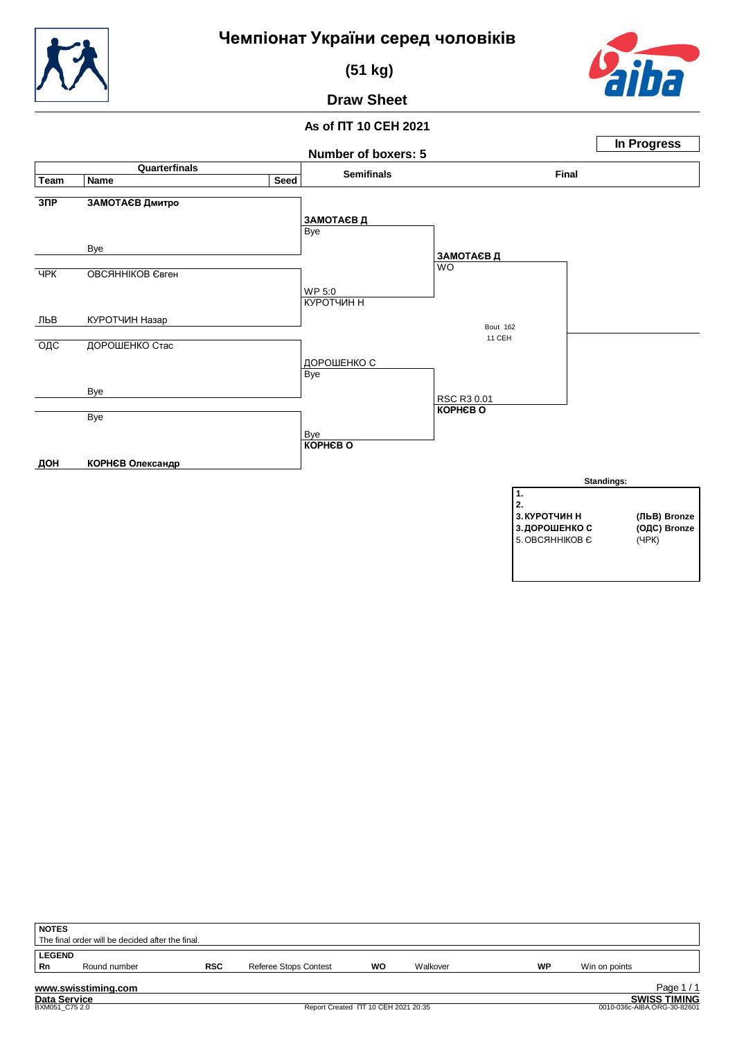# Чемпіонат України серед чоловіків

## (51 kg)

## Draw Sheet

**As of ПТ 10 СЕН 2021**

**Number of boxers: 5**

**In Progress**

### Quarterfinals

| Team | Name | Seed |
|---|---|---|
| ЗПР | **ЗАМОТАЄВ Дмитро** | |
| | Bye | |
| ЧРК | ОВСЯННІКОВ Євген | |
| ЛЬВ | КУРОТЧИН Назар | |
| ОДС | ДОРОШЕНКО Стас | |
| | Bye | |
| | Bye | |
| ДОН | **КОРНЄВ Олександр** | |

### Semifinals

- **ЗАМОТАЄВ Д** — Bye
- WP 5:0 — КУРОТЧИН Н
- ДОРОШЕНКО С — Bye
- Bye — **КОРНЄВ О**

### Final

- **ЗАМОТАЄВ Д** — WO
- RSC R3 0.01 — **КОРНЄВ О**

Bout 162
11 СЕН

**Standings:**

| | | |
|---|---|---|
| 1. | | |
| 2. | | |
| 3. | **КУРОТЧИН Н** | **(ЛЬВ) Bronze** |
| 3. | **ДОРОШЕНКО С** | **(ОДС) Bronze** |
| 5. | ОВСЯННІКОВ Є | (ЧРК) |

**NOTES**

The final order will be decided after the final.

**LEGEND**

| | | | | | | | |
|---|---|---|---|---|---|---|---|
| **Rn** | Round number | **RSC** | Referee Stops Contest | **WO** | Walkover | **WP** | Win on points |

www.swisstiming.com

Data Service

BXM051_C75 2.0

Report Created ПТ 10 СЕН 2021 20:35

SWISS TIMING

0010-036c-AIBA.ORG-30-82601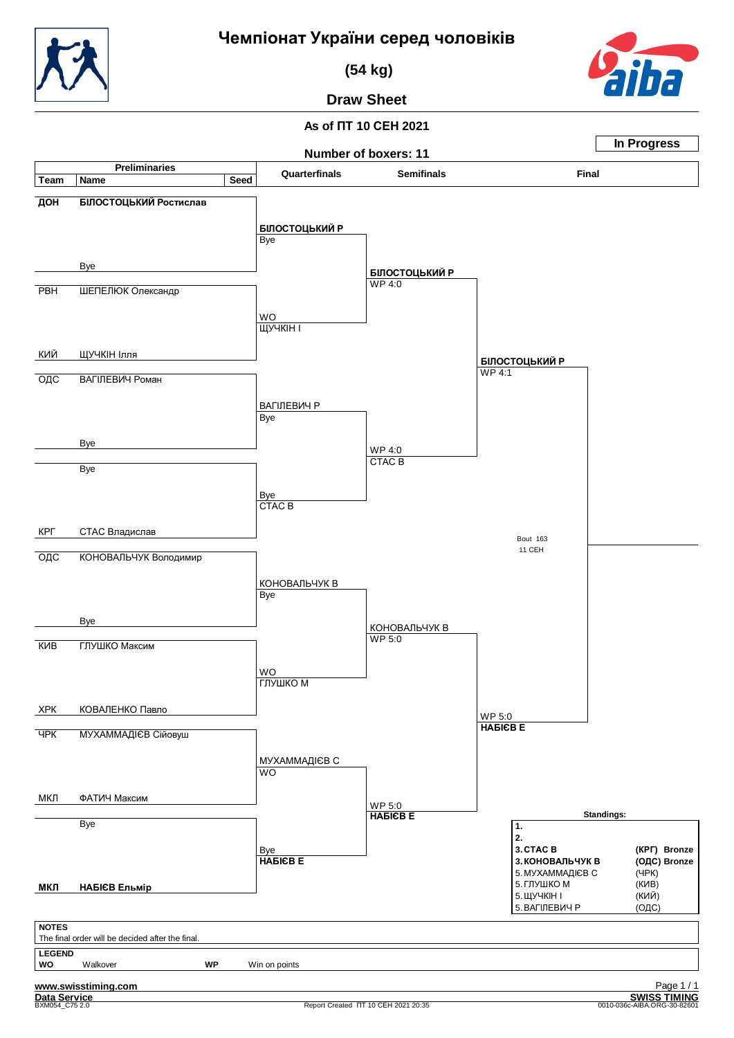# Чемпіонат України серед чоловіків

## (54 kg)

## Draw Sheet

**As of ПТ 10 СЕН 2021**

**In Progress**

**Number of boxers: 11**

## Preliminaries

| Team | Name | Seed |
|---|---|---|
| **ДОН** | **БІЛОСТОЦЬКИЙ Ростислав** | |
| | Bye | |
| РВН | ШЕПЕЛЮК Олександр | |
| КИЙ | ЩУЧКІН Ілля | |
| ОДС | ВАГІЛЕВИЧ Роман | |
| | Bye | |
| | Bye | |
| КРГ | СТАС Владислав | |
| ОДС | КОНОВАЛЬЧУК Володимир | |
| | Bye | |
| КИВ | ГЛУШКО Максим | |
| ХРК | КОВАЛЕНКО Павло | |
| ЧРК | МУХАММАДІЄВ Сійовуш | |
| МКЛ | ФАТИЧ Максим | |
| | Bye | |
| **МКЛ** | **НАБІЄВ Ельмір** | |

## Quarterfinals

| Winner | Result |
|---|---|
| **БІЛОСТОЦЬКИЙ Р** | Bye |
| ЩУЧКІН І | WO |
| ВАГІЛЕВИЧ Р | Bye |
| СТАС В | Bye |
| КОНОВАЛЬЧУК В | Bye |
| ГЛУШКО М | WO |
| МУХАММАДІЄВ С | WO |
| **НАБІЄВ Е** | Bye |

## Semifinals

| Winner | Result |
|---|---|
| **БІЛОСТОЦЬКИЙ Р** | WP 4:0 |
| СТАС В | WP 4:0 |
| КОНОВАЛЬЧУК В | WP 5:0 |
| **НАБІЄВ Е** | WP 5:0 |

## Final

| Finalist | Result |
|---|---|
| **БІЛОСТОЦЬКИЙ Р** | WP 4:1 |
| **НАБІЄВ Е** | WP 5:0 |

Bout 163
11 СЕН

## Standings:

| Place | Name | Team |
|---|---|---|
| 1. | | |
| 2. | | |
| 3. | **СТАС В** | **(КРГ) Bronze** |
| 3. | **КОНОВАЛЬЧУК В** | **(ОДС) Bronze** |
| 5. | МУХАММАДІЄВ С | (ЧРК) |
| 5. | ГЛУШКО М | (КИВ) |
| 5. | ЩУЧКІН І | (КИЙ) |
| 5. | ВАГІЛЕВИЧ Р | (ОДС) |

**NOTES**

The final order will be decided after the final.

**LEGEND**

| | | | |
|---|---|---|---|
| **WO** | Walkover | **WP** | Win on points |

**www.swisstiming.com**

**Data Service**
BXM054_C75 2.0

Report Created ПТ 10 СЕН 2021 20:35

**SWISS TIMING**
0010-036c-AIBA.ORG-30-82601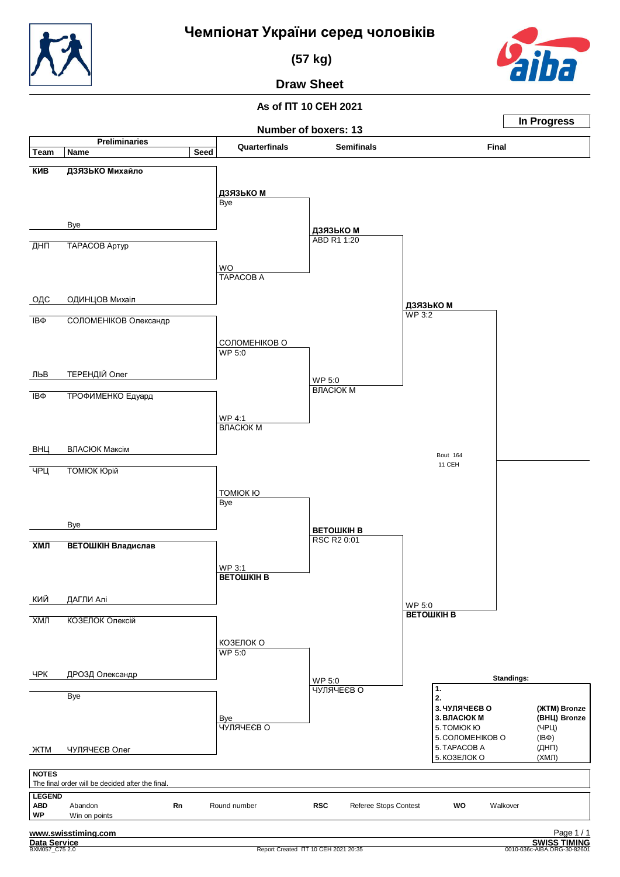# Чемпіонат України серед чоловіків

## (57 kg)

## Draw Sheet

**As of ПТ 10 СЕН 2021**

**In Progress**

**Number of boxers: 13**

### Preliminaries

| Team | Name | Seed |
|---|---|---|
| **КИВ** | **ДЗЯЗЬКО Михайло** | |
| | Bye | |
| ДНП | ТАРАСОВ Артур | |
| ОДС | ОДИНЦОВ Михаіл | |
| ІВФ | СОЛОМЕНІКОВ Олександр | |
| ЛЬВ | ТЕРЕНДІЙ Олег | |
| ІВФ | ТРОФИМЕНКО Едуард | |
| ВНЦ | ВЛАСЮК Максім | |
| ЧРЦ | ТОМЮК Юрій | |
| | Bye | |
| **ХМЛ** | **ВЕТОШКІН Владислав** | |
| КИЙ | ДАГЛИ Алі | |
| ХМЛ | КОЗЕЛОК Олексій | |
| ЧРК | ДРОЗД Олександр | |
| | Bye | |
| ЖТМ | ЧУЛЯЧЕЄВ Олег | |

### Quarterfinals

- **ДЗЯЗЬКО М** – Bye
- WO – ТАРАСОВ А
- СОЛОМЕНІКОВ О – WP 5:0
- WP 4:1 – ВЛАСЮК М
- ТОМЮК Ю – Bye
- WP 3:1 – **ВЕТОШКІН В**
- КОЗЕЛОК О – WP 5:0
- Bye – ЧУЛЯЧЕЄВ О

### Semifinals

- **ДЗЯЗЬКО М** – ABD R1 1:20
- WP 5:0 – ВЛАСЮК М
- **ВЕТОШКІН В** – RSC R2 0:01
- WP 5:0 – ЧУЛЯЧЕЄВ О

### Final

- **ДЗЯЗЬКО М** – WP 3:2
- WP 5:0 – **ВЕТОШКІН В**

Bout 164
11 СЕН

### Standings:

| Place | Name | Team |
|---|---|---|
| 1. | | |
| 2. | | |
| 3. | **ЧУЛЯЧЕЄВ О** | **(ЖТМ) Bronze** |
| 3. | **ВЛАСЮК М** | **(ВНЦ) Bronze** |
| 5. | ТОМЮК Ю | (ЧРЦ) |
| 5. | СОЛОМЕНІКОВ О | (ІВФ) |
| 5. | ТАРАСОВ А | (ДНП) |
| 5. | КОЗЕЛОК О | (ХМЛ) |

**NOTES**

The final order will be decided after the final.

**LEGEND**

| | | | | | | | |
|---|---|---|---|---|---|---|---|
| **ABD** | Abandon | **Rn** | Round number | **RSC** | Referee Stops Contest | **WO** | Walkover |
| **WP** | Win on points | | | | | | |

Report Created ПТ 10 СЕН 2021 20:35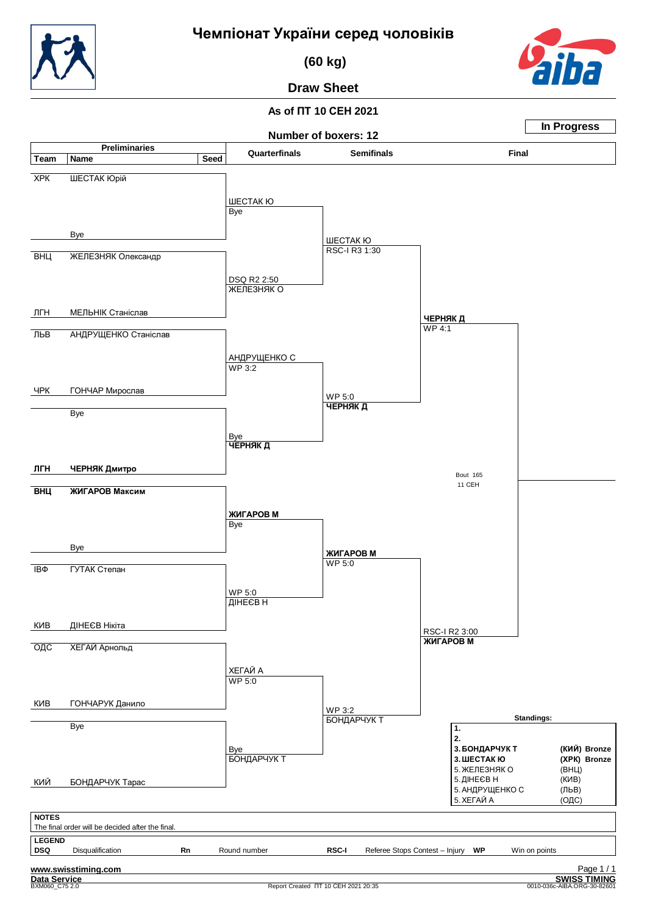# Чемпіонат України серед чоловіків

## (60 kg)

## Draw Sheet

**As of ПТ 10 СЕН 2021**

**In Progress**

**Number of boxers: 12**

### Preliminaries

| Team | Name | Seed |
|---|---|---|
| ХРК | ШЕСТАК Юрій | |
| | Bye | |
| ВНЦ | ЖЕЛЕЗНЯК Олександр | |
| ЛГН | МЕЛЬНІК Станіслав | |
| ЛЬВ | АНДРУЩЕНКО Станіслав | |
| ЧРК | ГОНЧАР Мирослав | |
| | Bye | |
| **ЛГН** | **ЧЕРНЯК Дмитро** | |
| **ВНЦ** | **ЖИГАРОВ Максим** | |
| | Bye | |
| ІВФ | ГУТАК Степан | |
| КИВ | ДІНЕЄВ Нікіта | |
| ОДС | ХЕГАЙ Арнольд | |
| КИВ | ГОНЧАРУК Данило | |
| | Bye | |
| КИЙ | БОНДАРЧУК Тарас | |

### Quarterfinals

| Winner | Result |
|---|---|
| ШЕСТАК Ю | Bye |
| ЖЕЛЕЗНЯК О | DSQ R2 2:50 |
| АНДРУЩЕНКО С | WP 3:2 |
| **ЧЕРНЯК Д** | Bye |
| **ЖИГАРОВ М** | Bye |
| ДІНЕЄВ Н | WP 5:0 |
| ХЕГАЙ А | WP 5:0 |
| БОНДАРЧУК Т | Bye |

### Semifinals

| Winner | Result |
|---|---|
| ШЕСТАК Ю | RSC-I R3 1:30 |
| **ЧЕРНЯК Д** | WP 5:0 |
| **ЖИГАРОВ М** | WP 5:0 |
| БОНДАРЧУК Т | WP 3:2 |

### Final

| Winner | Result |
|---|---|
| **ЧЕРНЯК Д** | WP 4:1 |
| **ЖИГАРОВ М** | RSC-I R2 3:00 |

Bout 165
11 СЕН

### Standings:

| Place | Name | Team | Medal |
|---|---|---|---|
| 1. | | | |
| 2. | | | |
| 3. | **БОНДАРЧУК Т** | **(КИЙ)** | **Bronze** |
| 3. | **ШЕСТАК Ю** | **(ХРК)** | **Bronze** |
| 5. | ЖЕЛЕЗНЯК О | (ВНЦ) | |
| 5. | ДІНЕЄВ Н | (КИВ) | |
| 5. | АНДРУЩЕНКО С | (ЛЬВ) | |
| 5. | ХЕГАЙ А | (ОДС) | |

**NOTES**

The final order will be decided after the final.

**LEGEND**

| | | | | | | | |
|---|---|---|---|---|---|---|---|
| **DSQ** | Disqualification | **Rn** | Round number | **RSC-I** | Referee Stops Contest – Injury | **WP** | Win on points |

www.swisstiming.com
Data Service
BXM060_C75 2.0

Report Created ПТ 10 СЕН 2021 20:35

SWISS TIMING
0010-036c-AIBA.ORG-30-82601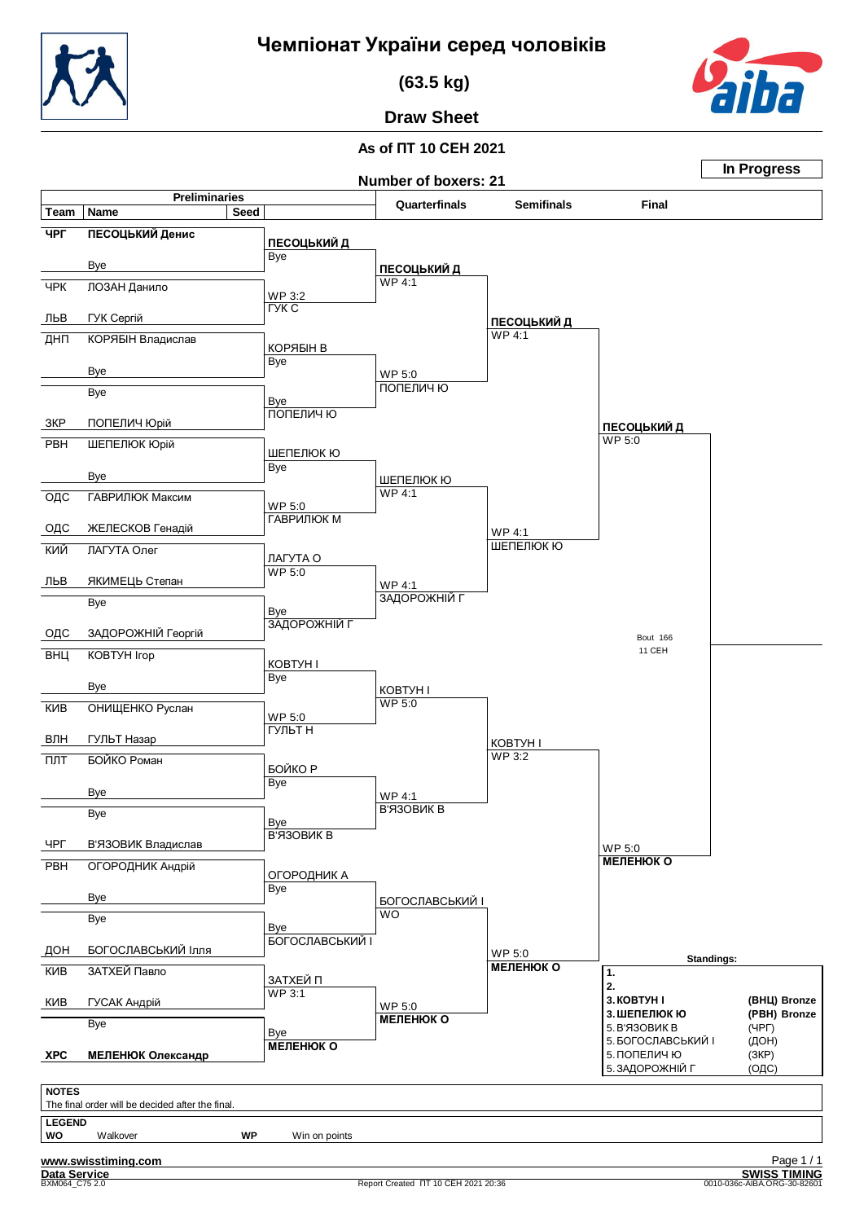# Чемпіонат України серед чоловіків

## (63.5 kg)

## Draw Sheet

**As of ПТ 10 СЕН 2021**

**Number of boxers: 21**

**In Progress**

### Preliminaries

| Team | Name | Seed | Preliminaries | Quarterfinals | Semifinals | Final |
|---|---|---|---|---|---|---|
| ЧРГ | **ПЕСОЦЬКИЙ Денис** | | **ПЕСОЦЬКИЙ Д** | **ПЕСОЦЬКИЙ Д** WP 4:1 | **ПЕСОЦЬКИЙ Д** WP 4:1 | **ПЕСОЦЬКИЙ Д** WP 5:0 |
| | Bye | | Bye | | | |
| ЧРК | ЛОЗАН Данило | | WP 3:2 | | | |
| ЛЬВ | ГУК Сергій | | ГУК С | | | |
| ДНП | КОРЯБІН Владислав | | КОРЯБІН В | WP 5:0 | | |
| | Bye | | Bye | ПОПЕЛИЧ Ю | | |
| | Bye | | Bye | | | |
| ЗКР | ПОПЕЛИЧ Юрій | | ПОПЕЛИЧ Ю | | | |
| РВН | ШЕПЕЛЮК Юрій | | ШЕПЕЛЮК Ю | ШЕПЕЛЮК Ю WP 4:1 | WP 4:1 ШЕПЕЛЮК Ю | |
| | Bye | | Bye | | | |
| ОДС | ГАВРИЛЮК Максим | | WP 5:0 | | | |
| ОДС | ЖЕЛЕСКОВ Генадій | | ГАВРИЛЮК М | | | |
| КИЙ | ЛАГУТА Олег | | ЛАГУТА О | WP 4:1 | | |
| ЛЬВ | ЯКИМЕЦЬ Степан | | WP 5:0 | ЗАДОРОЖНІЙ Г | | |
| | Bye | | Bye | | | |
| ОДС | ЗАДОРОЖНІЙ Георгій | | ЗАДОРОЖНІЙ Г | | | Bout 166 11 СЕН |
| ВНЦ | КОВТУН Ігор | | КОВТУН І | КОВТУН І WP 5:0 | КОВТУН І WP 3:2 | |
| | Bye | | Bye | | | |
| КИВ | ОНИЩЕНКО Руслан | | WP 5:0 | | | |
| ВЛН | ГУЛЬТ Назар | | ГУЛЬТ Н | | | |
| ПЛТ | БОЙКО Роман | | БОЙКО Р | WP 4:1 | | |
| | Bye | | Bye | В'ЯЗОВИК В | | |
| | Bye | | Bye | | | |
| ЧРГ | В'ЯЗОВИК Владислав | | В'ЯЗОВИК В | | | WP 5:0 **МЕЛЕНЮК О** |
| РВН | ОГОРОДНИК Андрій | | ОГОРОДНИК А | БОГОСЛАВСЬКИЙ І WO | WP 5:0 **МЕЛЕНЮК О** | |
| | Bye | | Bye | | | |
| | Bye | | Bye | | | |
| ДОН | БОГОСЛАВСЬКИЙ Ілля | | БОГОСЛАВСЬКИЙ І | | | |
| КИВ | ЗАТХЕЙ Павло | | ЗАТХЕЙ П | WP 5:0 | | |
| КИВ | ГУСАК Андрій | | WP 3:1 | **МЕЛЕНЮК О** | | |
| | Bye | | Bye | | | |
| ХРС | **МЕЛЕНЮК Олександр** | | **МЕЛЕНЮК О** | | | |

### Standings:

| Place | Name | Team |
|---|---|---|
| 1. | | |
| 2. | | |
| 3. | КОВТУН І | (ВНЦ) Bronze |
| 3. | ШЕПЕЛЮК Ю | (РВН) Bronze |
| 5. | В'ЯЗОВИК В | (ЧРГ) |
| 5. | БОГОСЛАВСЬКИЙ І | (ДОН) |
| 5. | ПОПЕЛИЧ Ю | (ЗКР) |
| 5. | ЗАДОРОЖНІЙ Г | (ОДС) |

**NOTES**

The final order will be decided after the final.

**LEGEND**

**WO** Walkover **WP** Win on points

www.swisstiming.com
Data Service
BXM064_C75 2.0

Report Created ПТ 10 СЕН 2021 20:36

SWISS TIMING
0010-036c-AIBA.ORG-30-82601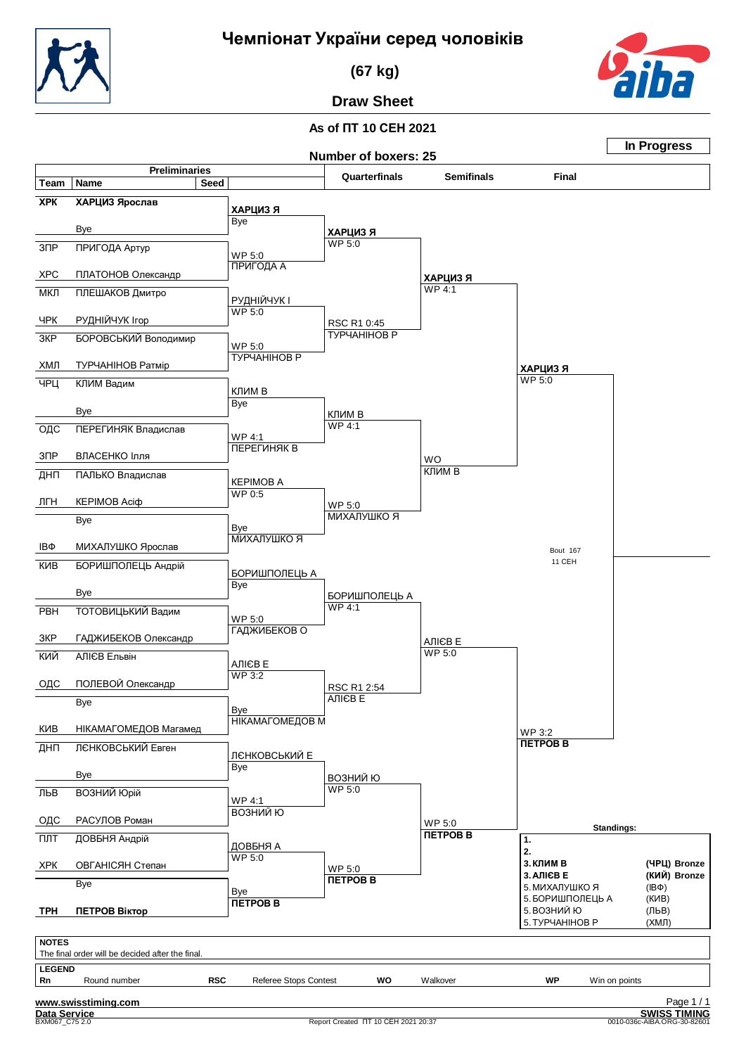# Чемпіонат України серед чоловіків

## (67 kg)

## Draw Sheet

**As of ПТ 10 СЕН 2021**

**In Progress**

**Number of boxers: 25**

### Preliminaries

| Team | Name | Seed |
|---|---|---|
| **ХРК** | **ХАРЦИЗ Ярослав** | |
| | Bye | |
| ЗПР | ПРИГОДА Артур | |
| ХРС | ПЛАТОНОВ Олександр | |
| МКЛ | ПЛЕШАКОВ Дмитро | |
| ЧРК | РУДНІЙЧУК Ігор | |
| ЗКР | БОРОВСЬКИЙ Володимир | |
| ХМЛ | ТУРЧАНІНОВ Ратмір | |
| ЧРЦ | КЛИМ Вадим | |
| | Bye | |
| ОДС | ПЕРЕГИНЯК Владислав | |
| ЗПР | ВЛАСЕНКО Ілля | |
| ДНП | ПАЛЬКО Владислав | |
| ЛГН | КЕРІМОВ Асіф | |
| | Bye | |
| ІВФ | МИХАЛУШКО Ярослав | |
| КИВ | БОРИШПОЛЕЦЬ Андрій | |
| | Bye | |
| РВН | ТОТОВИЦЬКИЙ Вадим | |
| ЗКР | ГАДЖИБЕКОВ Олександр | |
| КИЙ | АЛІЄВ Ельвін | |
| ОДС | ПОЛЕВОЙ Олександр | |
| | Bye | |
| КИВ | НІКАМАГОМЕДОВ Магамед | |
| ДНП | ЛЄНКОВСЬКИЙ Евген | |
| | Bye | |
| ЛЬВ | ВОЗНИЙ Юрій | |
| ОДС | РАСУЛОВ Роман | |
| ПЛТ | ДОВБНЯ Андрій | |
| ХРК | ОВГАНІСЯН Степан | |
| | Bye | |
| **ТРН** | **ПЕТРОВ Віктор** | |

### Round of preliminaries results

| Bout | Winner | Result |
|---|---|---|
| ХАРЦИЗ Ярослав vs Bye | **ХАРЦИЗ Я** | Bye |
| ПРИГОДА Артур vs ПЛАТОНОВ Олександр | ПРИГОДА А | WP 5:0 |
| ПЛЕШАКОВ Дмитро vs РУДНІЙЧУК Ігор | РУДНІЙЧУК І | WP 5:0 |
| БОРОВСЬКИЙ Володимир vs ТУРЧАНІНОВ Ратмір | ТУРЧАНІНОВ Р | WP 5:0 |
| КЛИМ Вадим vs Bye | КЛИМ В | Bye |
| ПЕРЕГИНЯК Владислав vs ВЛАСЕНКО Ілля | ПЕРЕГИНЯК В | WP 4:1 |
| ПАЛЬКО Владислав vs КЕРІМОВ Асіф | КЕРІМОВ А | WP 0:5 |
| Bye vs МИХАЛУШКО Ярослав | МИХАЛУШКО Я | Bye |
| БОРИШПОЛЕЦЬ Андрій vs Bye | БОРИШПОЛЕЦЬ А | Bye |
| ТОТОВИЦЬКИЙ Вадим vs ГАДЖИБЕКОВ Олександр | ГАДЖИБЕКОВ О | WP 5:0 |
| АЛІЄВ Ельвін vs ПОЛЕВОЙ Олександр | АЛІЄВ Е | WP 3:2 |
| Bye vs НІКАМАГОМЕДОВ Магамед | НІКАМАГОМЕДОВ М | Bye |
| ЛЄНКОВСЬКИЙ Евген vs Bye | ЛЄНКОВСЬКИЙ Е | Bye |
| ВОЗНИЙ Юрій vs РАСУЛОВ Роман | ВОЗНИЙ Ю | WP 4:1 |
| ДОВБНЯ Андрій vs ОВГАНІСЯН Степан | ДОВБНЯ А | WP 5:0 |
| Bye vs ПЕТРОВ Віктор | **ПЕТРОВ В** | Bye |

### Quarterfinals

| Bout | Winner | Result |
|---|---|---|
| ХАРЦИЗ Я vs ПРИГОДА А | **ХАРЦИЗ Я** | WP 5:0 |
| РУДНІЙЧУК І vs ТУРЧАНІНОВ Р | ТУРЧАНІНОВ Р | RSC R1 0:45 |
| КЛИМ В vs ПЕРЕГИНЯК В | КЛИМ В | WP 4:1 |
| КЕРІМОВ А vs МИХАЛУШКО Я | МИХАЛУШКО Я | WP 5:0 |
| БОРИШПОЛЕЦЬ А vs ГАДЖИБЕКОВ О | БОРИШПОЛЕЦЬ А | WP 4:1 |
| АЛІЄВ Е vs НІКАМАГОМЕДОВ М | АЛІЄВ Е | RSC R1 2:54 |
| ЛЄНКОВСЬКИЙ Е vs ВОЗНИЙ Ю | ВОЗНИЙ Ю | WP 5:0 |
| ДОВБНЯ А vs ПЕТРОВ В | **ПЕТРОВ В** | WP 5:0 |

### Semifinals

| Bout | Winner | Result |
|---|---|---|
| ХАРЦИЗ Я vs ТУРЧАНІНОВ Р | **ХАРЦИЗ Я** | WP 4:1 |
| КЛИМ В vs МИХАЛУШКО Я | КЛИМ В | WO |
| БОРИШПОЛЕЦЬ А vs АЛІЄВ Е | АЛІЄВ Е | WP 5:0 |
| ВОЗНИЙ Ю vs ПЕТРОВ В | **ПЕТРОВ В** | WP 5:0 |

### Final

| Bout | Winner | Result |
|---|---|---|
| ХАРЦИЗ Я vs КЛИМ В | **ХАРЦИЗ Я** | WP 5:0 |
| АЛІЄВ Е vs ПЕТРОВ В | **ПЕТРОВ В** | WP 3:2 |

Bout 167
11 СЕН

### Standings:

| Place | Name | Team / Medal |
|---|---|---|
| 1. | | |
| 2. | | |
| 3. | **КЛИМ В** | **(ЧРЦ) Bronze** |
| 3. | **АЛІЄВ Е** | **(КИЙ) Bronze** |
| 5. | МИХАЛУШКО Я | (ІВФ) |
| 5. | БОРИШПОЛЕЦЬ А | (КИВ) |
| 5. | ВОЗНИЙ Ю | (ЛЬВ) |
| 5. | ТУРЧАНІНОВ Р | (ХМЛ) |

**NOTES**

The final order will be decided after the final.

**LEGEND**

| | | | | | | | |
|---|---|---|---|---|---|---|---|
| **Rn** | Round number | **RSC** | Referee Stops Contest | **WO** | Walkover | **WP** | Win on points |

www.swisstiming.com
Data Service
BXM067_C75 2.0
Report Created ПТ 10 СЕН 2021 20:37
SWISS TIMING
0010-036c-AIBA.ORG-30-82601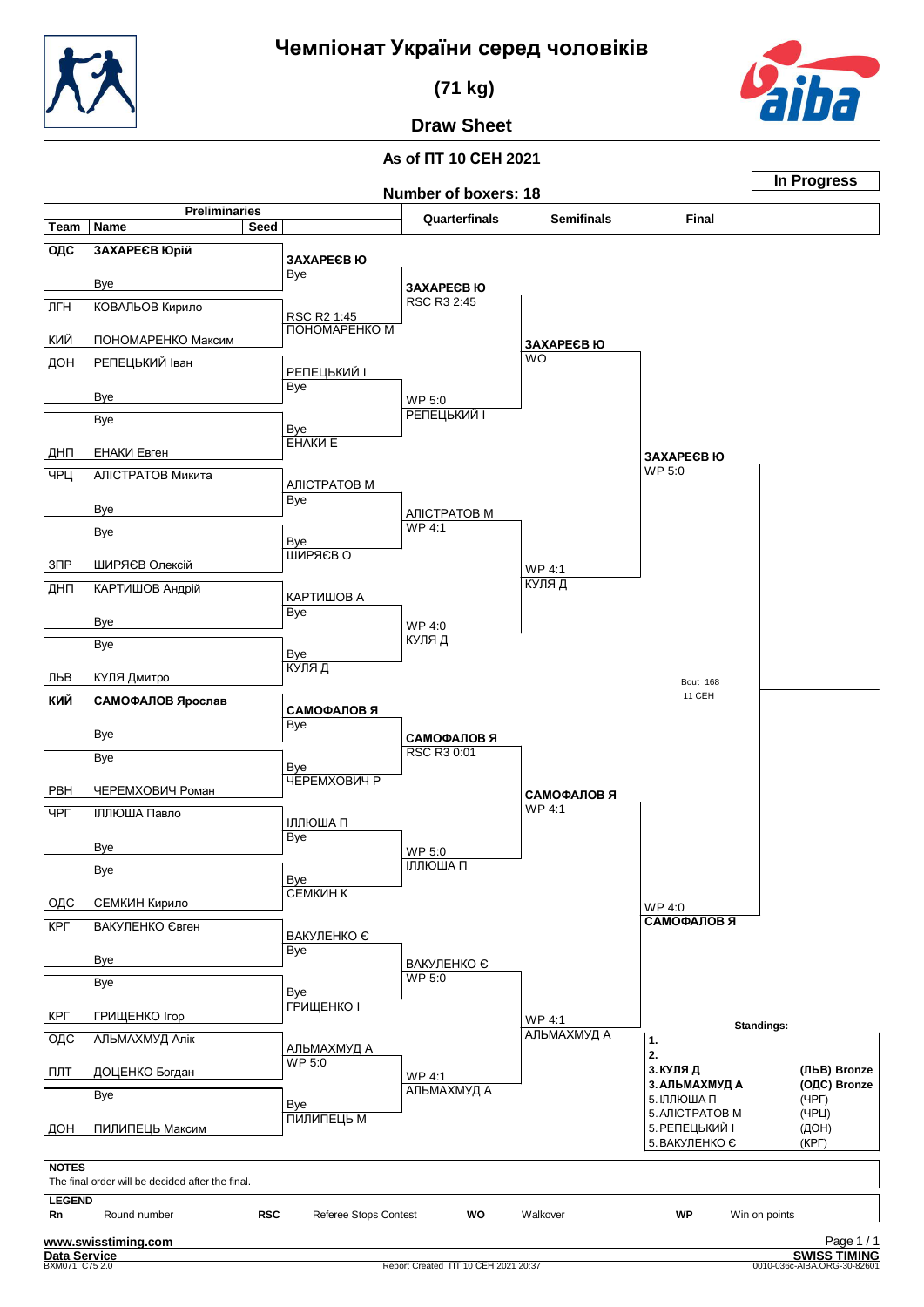# Чемпіонат України серед чоловіків

## (71 kg)

## Draw Sheet

**As of ПТ 10 СЕН 2021**

**In Progress**

**Number of boxers: 18**

### Preliminaries

| Team | Name | Seed |
|---|---|---|
| **ОДС** | **ЗАХАРЕЄВ Юрій** | |
| | Bye | |
| ЛГН | КОВАЛЬОВ Кирило | |
| КИЙ | ПОНОМАРЕНКО Максим | |
| ДОН | РЕПЕЦЬКИЙ Іван | |
| | Bye | |
| | Bye | |
| ДНП | ЕНАКИ Евген | |
| ЧРЦ | АЛІСТРАТОВ Микита | |
| | Bye | |
| | Bye | |
| ЗПР | ШИРЯЄВ Олексій | |
| ДНП | КАРТИШОВ Андрій | |
| | Bye | |
| | Bye | |
| ЛЬВ | КУЛЯ Дмитро | |
| **КИЙ** | **САМОФАЛОВ Ярослав** | |
| | Bye | |
| | Bye | |
| РВН | ЧЕРЕМХОВИЧ Роман | |
| ЧРГ | ІЛЛЮША Павло | |
| | Bye | |
| | Bye | |
| ОДС | СЕМКИН Кирило | |
| КРГ | ВАКУЛЕНКО Євген | |
| | Bye | |
| | Bye | |
| КРГ | ГРИЩЕНКО Ігор | |
| ОДС | АЛЬМАХМУД Алік | |
| ПЛТ | ДОЦЕНКО Богдан | |
| | Bye | |
| ДОН | ПИЛИПЕЦЬ Максим | |

### Round of 32 (second column)

| Winner | Result / Loser |
|---|---|
| **ЗАХАРЕЄВ Ю** | Bye |
| ПОНОМАРЕНКО М | RSC R2 1:45 (winner over КОВАЛЬОВ К) |
| РЕПЕЦЬКИЙ І | Bye |
| ЕНАКИ Е | Bye |
| АЛІСТРАТОВ М | Bye |
| ШИРЯЄВ О | Bye |
| КАРТИШОВ А | Bye |
| КУЛЯ Д | Bye |
| **САМОФАЛОВ Я** | Bye |
| ЧЕРЕМХОВИЧ Р | Bye |
| ІЛЛЮША П | Bye |
| СЕМКИН К | Bye |
| ВАКУЛЕНКО Є | Bye |
| ГРИЩЕНКО І | Bye |
| АЛЬМАХМУД А | WP 5:0 |
| ПИЛИПЕЦЬ М | Bye |

### Quarterfinals

| Winner | Result |
|---|---|
| **ЗАХАРЕЄВ Ю** | RSC R3 2:45 |
| РЕПЕЦЬКИЙ І | WP 5:0 |
| АЛІСТРАТОВ М | WP 4:1 |
| КУЛЯ Д | WP 4:0 |
| **САМОФАЛОВ Я** | RSC R3 0:01 |
| ІЛЛЮША П | WP 5:0 |
| ВАКУЛЕНКО Є | WP 5:0 |
| АЛЬМАХМУД А | WP 4:1 |

### Semifinals

| Winner | Result |
|---|---|
| **ЗАХАРЕЄВ Ю** | WO |
| КУЛЯ Д | WP 4:1 |
| **САМОФАЛОВ Я** | WP 4:1 |
| АЛЬМАХМУД А | WP 4:1 |

### Final

| Winner | Result |
|---|---|
| **ЗАХАРЕЄВ Ю** | WP 5:0 |
| **САМОФАЛОВ Я** | WP 4:0 |

Bout 168
11 СЕН

### Standings:

| Place | Name | Team |
|---|---|---|
| 1. | | |
| 2. | | |
| 3. | **КУЛЯ Д** | **(ЛЬВ) Bronze** |
| 3. | **АЛЬМАХМУД А** | **(ОДС) Bronze** |
| 5. | ІЛЛЮША П | (ЧРГ) |
| 5. | АЛІСТРАТОВ М | (ЧРЦ) |
| 5. | РЕПЕЦЬКИЙ І | (ДОН) |
| 5. | ВАКУЛЕНКО Є | (КРГ) |

**NOTES**
The final order will be decided after the final.

**LEGEND**

| Rn | Round number | RSC | Referee Stops Contest | WO | Walkover | WP | Win on points |
|---|---|---|---|---|---|---|---|

www.swisstiming.com
Data Service
BXM071_C75 2.0
Report Created ПТ 10 СЕН 2021 20:37
SWISS TIMING
0010-036c-AIBA.ORG-30-82601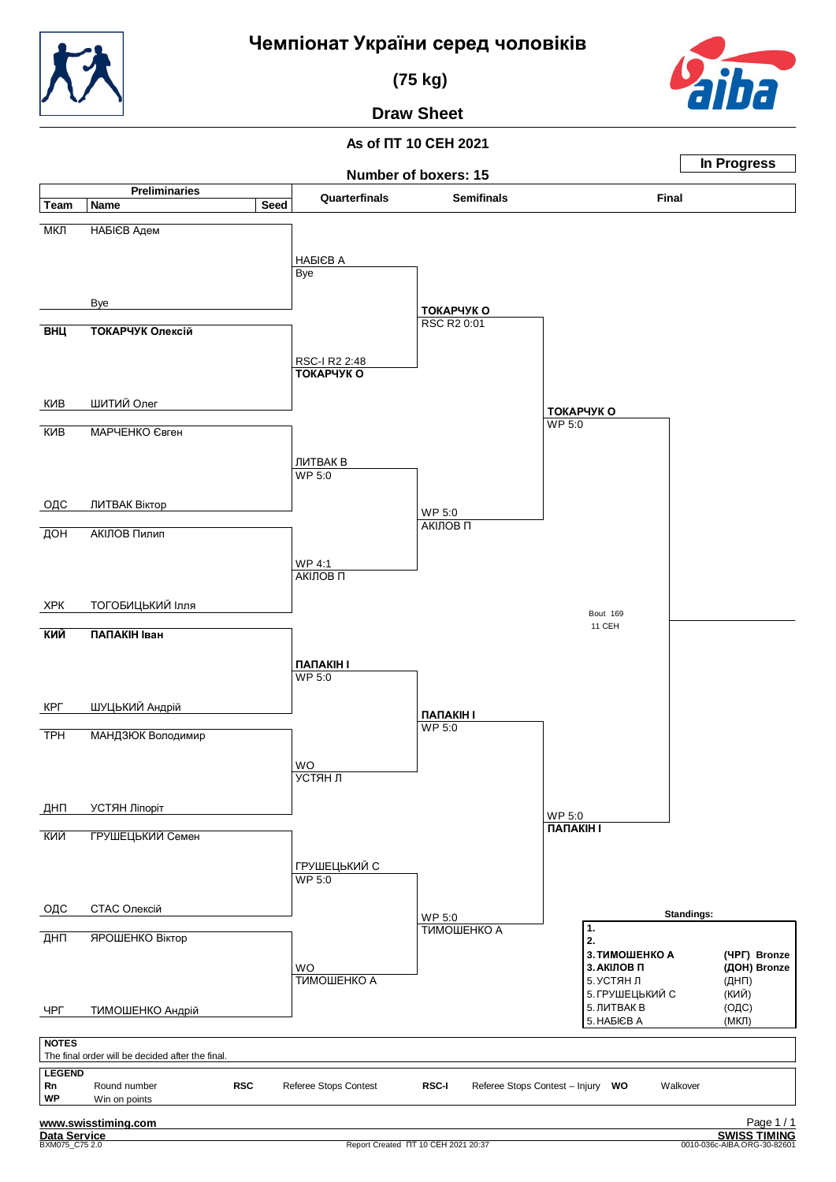# Чемпіонат України серед чоловіків

## (75 kg)

## Draw Sheet

**As of ПТ 10 СЕН 2021**

**In Progress**

**Number of boxers: 15**

### Preliminaries

| Team | Name | Seed |
|---|---|---|
| МКЛ | НАБІЄВ Адем | |
| | Bye | |
| **ВНЦ** | **ТОКАРЧУК Олексій** | |
| КИВ | ШИТИЙ Олег | |
| КИВ | МАРЧЕНКО Євген | |
| ОДС | ЛИТВАК Віктор | |
| ДОН | АКІЛОВ Пилип | |
| ХРК | ТОГОБИЦЬКИЙ Ілля | |
| **КИЙ** | **ПАПАКІН Іван** | |
| КРГ | ШУЦЬКИЙ Андрій | |
| ТРН | МАНДЗЮК Володимир | |
| ДНП | УСТЯН Ліпоріт | |
| КИЙ | ГРУШЕЦЬКИЙ Семен | |
| ОДС | СТАС Олексій | |
| ДНП | ЯРОШЕНКО Віктор | |
| ЧРГ | ТИМОШЕНКО Андрій | |

### Quarterfinals

- НАБІЄВ А — Bye
- RSC-I R2 2:48 — **ТОКАРЧУК О**
- ЛИТВАК В — WP 5:0
- WP 4:1 — АКІЛОВ П
- **ПАПАКІН І** — WP 5:0
- WO — УСТЯН Л
- ГРУШЕЦЬКИЙ С — WP 5:0
- WO — ТИМОШЕНКО А

### Semifinals

- **ТОКАРЧУК О** — RSC R2 0:01
- WP 5:0 — АКІЛОВ П
- **ПАПАКІН І** — WP 5:0
- WP 5:0 — ТИМОШЕНКО А

### Final

- **ТОКАРЧУК О** — WP 5:0
- WP 5:0 — **ПАПАКІН І**

Bout 169
11 СЕН

### Standings:

| | | |
|---|---|---|
| 1. | | |
| 2. | | |
| 3. | **ТИМОШЕНКО А** | **(ЧРГ) Bronze** |
| 3. | **АКІЛОВ П** | **(ДОН) Bronze** |
| 5. | УСТЯН Л | (ДНП) |
| 5. | ГРУШЕЦЬКИЙ С | (КИЙ) |
| 5. | ЛИТВАК В | (ОДС) |
| 5. | НАБІЄВ А | (МКЛ) |

**NOTES**

The final order will be decided after the final.

**LEGEND**

| | | | | | | | |
|---|---|---|---|---|---|---|---|
| **Rn** | Round number | **RSC** | Referee Stops Contest | **RSC-I** | Referee Stops Contest – Injury | **WO** | Walkover |
| **WP** | Win on points | | | | | | |

www.swisstiming.com

Data Service — BXM075_C75 2.0

Report Created ПТ 10 СЕН 2021 20:37

SWISS TIMING — 0010-036c-AIBA.ORG-30-82601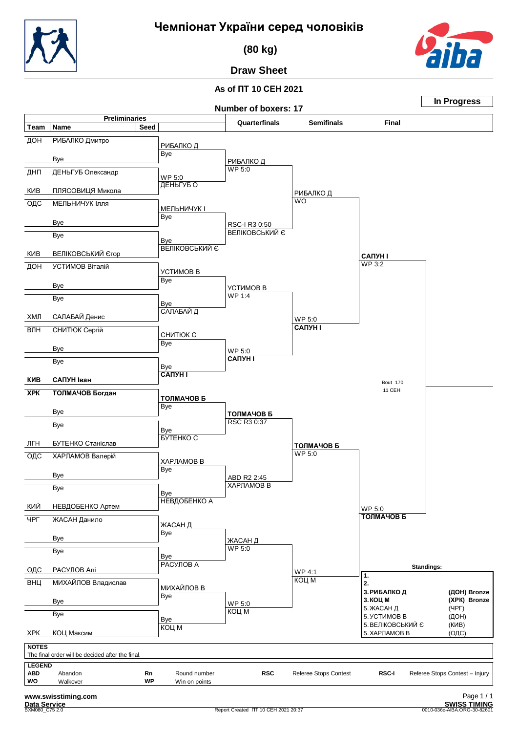# Чемпіонат України серед чоловіків

## (80 kg)

## Draw Sheet

**As of ПТ 10 СЕН 2021**

**In Progress**

**Number of boxers: 17**

### Preliminaries

| Team | Name | Seed |
|---|---|---|
| ДОН | РИБАЛКО Дмитро | |
| | Bye | |
| ДНП | ДЕНЬГУБ Олександр | |
| КИВ | ПЛЯСОВИЦЯ Микола | |
| ОДС | МЕЛЬНИЧУК Ілля | |
| | Bye | |
| | Bye | |
| КИВ | ВЕЛІКОВСЬКИЙ Єгор | |
| ДОН | УСТИМОВ Віталій | |
| | Bye | |
| | Bye | |
| ХМЛ | САЛАБАЙ Денис | |
| ВЛН | СНИТЮК Сергій | |
| | Bye | |
| | Bye | |
| **КИВ** | **САПУН Іван** | |
| **ХРК** | **ТОЛМАЧОВ Богдан** | |
| | Bye | |
| | Bye | |
| ЛГН | БУТЕНКО Станіслав | |
| ОДС | ХАРЛАМОВ Валерій | |
| | Bye | |
| | Bye | |
| КИЙ | НЕВДОБЕНКО Артем | |
| ЧРГ | ЖАСАН Данило | |
| | Bye | |
| | Bye | |
| ОДС | РАСУЛОВ Алі | |
| ВНЦ | МИХАЙЛОВ Владислав | |
| | Bye | |
| | Bye | |
| ХРК | КОЦ Максим | |

### Round 1

| Winner | Result |
|---|---|
| РИБАЛКО Д | Bye |
| ДЕНЬГУБ О | WP 5:0 |
| МЕЛЬНИЧУК І | Bye |
| ВЕЛІКОВСЬКИЙ Є | Bye |
| УСТИМОВ В | Bye |
| САЛАБАЙ Д | Bye |
| СНИТЮК С | Bye |
| **САПУН І** | Bye |
| **ТОЛМАЧОВ Б** | Bye |
| БУТЕНКО С | Bye |
| ХАРЛАМОВ В | Bye |
| НЕВДОБЕНКО А | Bye |
| ЖАСАН Д | Bye |
| РАСУЛОВ А | Bye |
| МИХАЙЛОВ В | Bye |
| КОЦ М | Bye |

### Quarterfinals

| Winner | Result |
|---|---|
| РИБАЛКО Д | WP 5:0 |
| ВЕЛІКОВСЬКИЙ Є | RSC-I R3 0:50 |
| УСТИМОВ В | WP 1:4 |
| **САПУН І** | WP 5:0 |
| **ТОЛМАЧОВ Б** | RSC R3 0:37 |
| ХАРЛАМОВ В | ABD R2 2:45 |
| ЖАСАН Д | WP 5:0 |
| КОЦ М | WP 5:0 |

### Semifinals

| Winner | Result |
|---|---|
| РИБАЛКО Д | WO |
| **САПУН І** | WP 5:0 |
| **ТОЛМАЧОВ Б** | WP 5:0 |
| КОЦ М | WP 4:1 |

### Final

| Finalist | Result |
|---|---|
| **САПУН І** | WP 3:2 |
| **ТОЛМАЧОВ Б** | WP 5:0 |

Bout 170
11 СЕН

### Standings:

| Place | Name | Team / Medal |
|---|---|---|
| 1. | | |
| 2. | | |
| 3. | **РИБАЛКО Д** | **(ДОН) Bronze** |
| 3. | **КОЦ М** | **(ХРК) Bronze** |
| 5. | ЖАСАН Д | (ЧРГ) |
| 5. | УСТИМОВ В | (ДОН) |
| 5. | ВЕЛІКОВСЬКИЙ Є | (КИВ) |
| 5. | ХАРЛАМОВ В | (ОДС) |

**NOTES**

The final order will be decided after the final.

**LEGEND**

| | | | | | | | |
|---|---|---|---|---|---|---|---|
| **ABD** | Abandon | **Rn** | Round number | **RSC** | Referee Stops Contest | **RSC-I** | Referee Stops Contest – Injury |
| **WO** | Walkover | **WP** | Win on points | | | | |

www.swisstiming.com
Data Service
BXM080_C75 2.0
Report Created ПТ 10 СЕН 2021 20:37
SWISS TIMING
0010-036c-AIBA.ORG-30-82601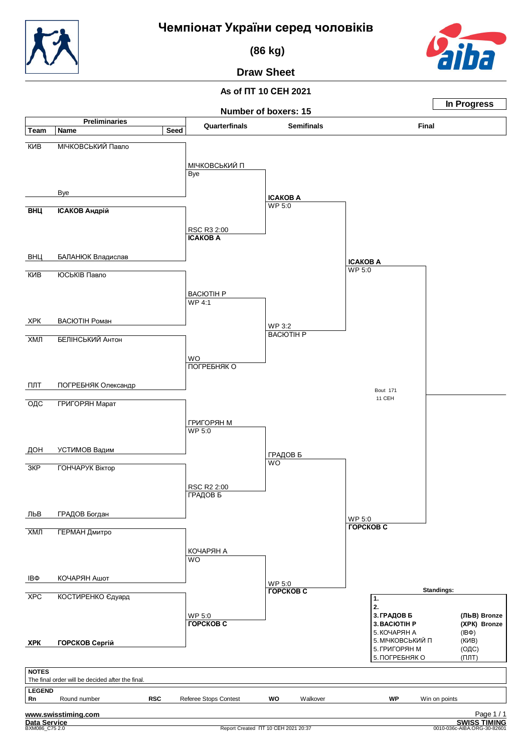# Чемпіонат України серед чоловіків

## (86 kg)

## Draw Sheet

**As of ПТ 10 СЕН 2021**

**Number of boxers: 15**

**In Progress**

### Preliminaries

| Team | Name | Seed |
|---|---|---|
| КИВ | МІЧКОВСЬКИЙ Павло | |
| | Bye | |
| **ВНЦ** | **ІСАКОВ Андрій** | |
| ВНЦ | БАЛАНЮК Владислав | |
| КИВ | ЮСЬКІВ Павло | |
| ХРК | ВАСЮТІН Роман | |
| ХМЛ | БЕЛІНСЬКИЙ Антон | |
| ПЛТ | ПОГРЕБНЯК Олександр | |
| ОДС | ГРИГОРЯН Марат | |
| ДОН | УСТИМОВ Вадим | |
| ЗКР | ГОНЧАРУК Віктор | |
| ЛЬВ | ГРАДОВ Богдан | |
| ХМЛ | ГЕРМАН Дмитро | |
| ІВФ | КОЧАРЯН Ашот | |
| ХРС | КОСТИРЕНКО Едуард | |
| **ХРК** | **ГОРСКОВ Сергій** | |

### Quarterfinals

| Bout | Winner | Result |
|---|---|---|
| МІЧКОВСЬКИЙ Павло vs Bye | МІЧКОВСЬКИЙ П | Bye |
| ІСАКОВ Андрій vs БАЛАНЮК Владислав | **ІСАКОВ А** | RSC R3 2:00 |
| ЮСЬКІВ Павло vs ВАСЮТІН Роман | ВАСЮТІН Р | WP 4:1 |
| БЕЛІНСЬКИЙ Антон vs ПОГРЕБНЯК Олександр | ПОГРЕБНЯК О | WO |
| ГРИГОРЯН Марат vs УСТИМОВ Вадим | ГРИГОРЯН М | WP 5:0 |
| ГОНЧАРУК Віктор vs ГРАДОВ Богдан | ГРАДОВ Б | RSC R2 2:00 |
| ГЕРМАН Дмитро vs КОЧАРЯН Ашот | КОЧАРЯН А | WO |
| КОСТИРЕНКО Едуард vs ГОРСКОВ Сергій | **ГОРСКОВ С** | WP 5:0 |

### Semifinals

| Winner | Result |
|---|---|
| **ІСАКОВ А** | WP 5:0 |
| ВАСЮТІН Р | WP 3:2 |
| ГРАДОВ Б | WO |
| **ГОРСКОВ С** | WP 5:0 |

### Final

| Winner | Result |
|---|---|
| **ІСАКОВ А** | WP 5:0 |
| **ГОРСКОВ С** | WP 5:0 |

Bout 171
11 СЕН

### Standings:

| Place | Name | Team |
|---|---|---|
| 1. | | |
| 2. | | |
| 3. | **ГРАДОВ Б** | **(ЛЬВ) Bronze** |
| 3. | **ВАСЮТІН Р** | **(ХРК) Bronze** |
| 5. | КОЧАРЯН А | (ІВФ) |
| 5. | МІЧКОВСЬКИЙ П | (КИВ) |
| 5. | ГРИГОРЯН М | (ОДС) |
| 5. | ПОГРЕБНЯК О | (ПЛТ) |

**NOTES**

The final order will be decided after the final.

**LEGEND**

| | | | | | | | |
|---|---|---|---|---|---|---|---|
| **Rn** | Round number | **RSC** | Referee Stops Contest | **WO** | Walkover | **WP** | Win on points |

www.swisstiming.com

Data Service
BXM086_C75 2.0

Report Created ПТ 10 СЕН 2021 20:37

SWISS TIMING
0010-036c-AIBA.ORG-30-82601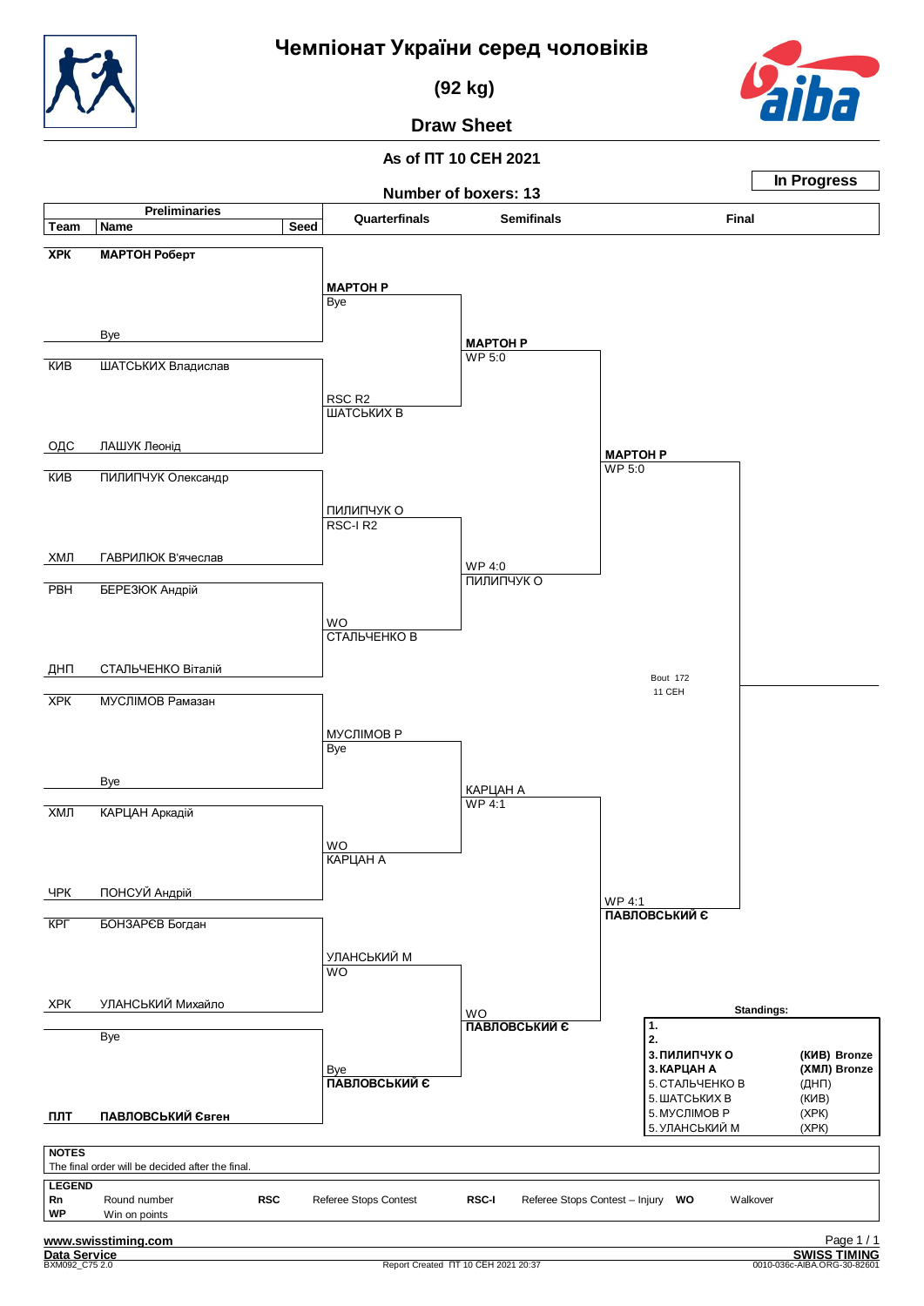# Чемпіонат України серед чоловіків

## (92 kg)

## Draw Sheet

**As of ПТ 10 СЕН 2021**

**In Progress**

**Number of boxers: 13**

### Preliminaries

| Team | Name | Seed |
|---|---|---|
| ХРК | **МАРТОН Роберт** | |
| | Bye | |
| КИВ | ШАТСЬКИХ Владислав | |
| ОДС | ЛАШУК Леонід | |
| КИВ | ПИЛИПЧУК Олександр | |
| ХМЛ | ГАВРИЛЮК В'ячеслав | |
| РВН | БЕРЕЗЮК Андрій | |
| ДНП | СТАЛЬЧЕНКО Віталій | |
| ХРК | МУСЛІМОВ Рамазан | |
| | Bye | |
| ХМЛ | КАРЦАН Аркадій | |
| ЧРК | ПОНСУЙ Андрій | |
| КРГ | БОНЗАРЄВ Богдан | |
| ХРК | УЛАНСЬКИЙ Михайло | |
| | Bye | |
| ПЛТ | **ПАВЛОВСЬКИЙ Євген** | |

### Quarterfinals

- **МАРТОН Р** – Bye
- ШАТСЬКИХ В – RSC R2
- ПИЛИПЧУК О – RSC-I R2
- СТАЛЬЧЕНКО В – WO
- МУСЛІМОВ Р – Bye
- КАРЦАН А – WO
- УЛАНСЬКИЙ М – WO
- **ПАВЛОВСЬКИЙ Є** – Bye

### Semifinals

- **МАРТОН Р** – WP 5:0
- ПИЛИПЧУК О – WP 4:0
- КАРЦАН А – WP 4:1
- **ПАВЛОВСЬКИЙ Є** – WO

### Final

- **МАРТОН Р** – WP 5:0
- **ПАВЛОВСЬКИЙ Є** – WP 4:1

Bout 172
11 СЕН

### Standings:

| | | |
|---|---|---|
| 1. | | |
| 2. | | |
| 3. | **ПИЛИПЧУК О** | **(КИВ) Bronze** |
| 3. | **КАРЦАН А** | **(ХМЛ) Bronze** |
| 5. | СТАЛЬЧЕНКО В | (ДНП) |
| 5. | ШАТСЬКИХ В | (КИВ) |
| 5. | МУСЛІМОВ Р | (ХРК) |
| 5. | УЛАНСЬКИЙ М | (ХРК) |

**NOTES**

The final order will be decided after the final.

**LEGEND**

| | | | | | | | |
|---|---|---|---|---|---|---|---|
| **Rn** | Round number | **RSC** | Referee Stops Contest | **RSC-I** | Referee Stops Contest – Injury | **WO** | Walkover |
| **WP** | Win on points | | | | | | |

www.swisstiming.com

Data Service

BXM092_C75 2.0

Report Created ПТ 10 СЕН 2021 20:37

SWISS TIMING

0010-036c-AIBA.ORG-30-82601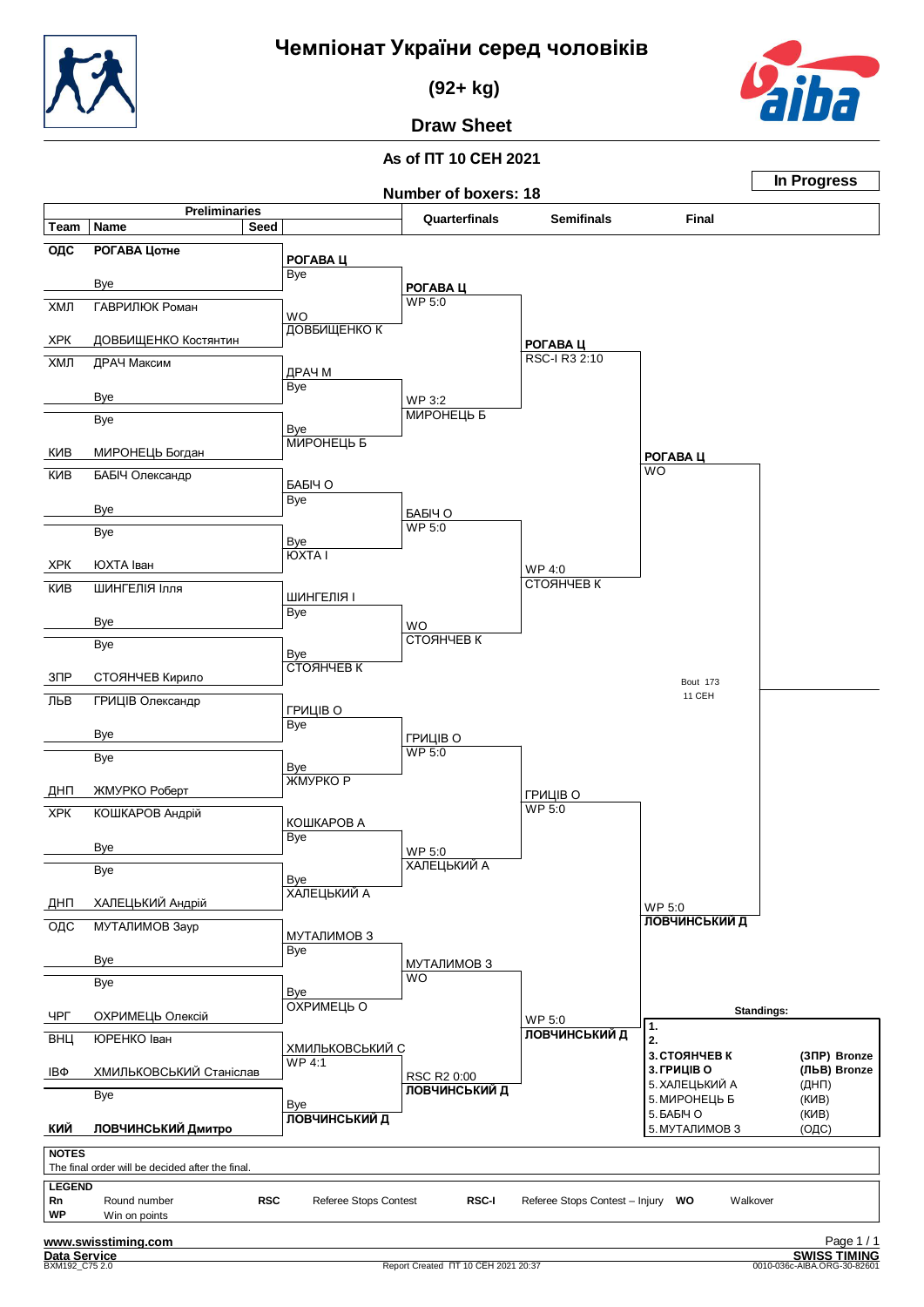# Чемпіонат України серед чоловіків

## (92+ kg)

## Draw Sheet

**As of ПТ 10 СЕН 2021**

**In Progress**

**Number of boxers: 18**

### Preliminaries

| Team | Name | Seed |
|---|---|---|
| ОДС | РОГАВА Цотне | |
| | Bye | |
| ХМЛ | ГАВРИЛЮК Роман | |
| ХРК | ДОВБИЩЕНКО Костянтин | |
| ХМЛ | ДРАЧ Максим | |
| | Bye | |
| | Bye | |
| КИВ | МИРОНЕЦЬ Богдан | |
| КИВ | БАБІЧ Олександр | |
| | Bye | |
| | Bye | |
| ХРК | ЮХТА Іван | |
| КИВ | ШИНГЕЛІЯ Ілля | |
| | Bye | |
| | Bye | |
| ЗПР | СТОЯНЧЕВ Кирило | |
| ЛЬВ | ГРИЦІВ Олександр | |
| | Bye | |
| | Bye | |
| ДНП | ЖМУРКО Роберт | |
| ХРК | КОШКАРОВ Андрій | |
| | Bye | |
| | Bye | |
| ДНП | ХАЛЕЦЬКИЙ Андрій | |
| ОДС | МУТАЛИМОВ Заур | |
| | Bye | |
| | Bye | |
| ЧРГ | ОХРИМЕЦЬ Олексій | |
| ВНЦ | ЮРЕНКО Іван | |
| ІВФ | ХМИЛЬКОВСЬКИЙ Станіслав | |
| | Bye | |
| КИЙ | **ЛОВЧИНСЬКИЙ Дмитро** | |

### Round 2

- **РОГАВА Ц** — Bye
- ДОВБИЩЕНКО К — WO
- ДРАЧ М — Bye
- МИРОНЕЦЬ Б — Bye
- БАБІЧ О — Bye
- ЮХТА І — Bye
- ШИНГЕЛІЯ І — Bye
- СТОЯНЧЕВ К — Bye
- ГРИЦІВ О — Bye
- ЖМУРКО Р — Bye
- КОШКАРОВ А — Bye
- ХАЛЕЦЬКИЙ А — Bye
- МУТАЛИМОВ З — Bye
- ОХРИМЕЦЬ О — Bye
- ХМИЛЬКОВСЬКИЙ С — WP 4:1
- **ЛОВЧИНСЬКИЙ Д** — Bye

### Quarterfinals

- **РОГАВА Ц** — WP 5:0
- МИРОНЕЦЬ Б — WP 3:2
- БАБІЧ О — WP 5:0
- СТОЯНЧЕВ К — WO
- ГРИЦІВ О — WP 5:0
- ХАЛЕЦЬКИЙ А — WP 5:0
- МУТАЛИМОВ З — WO
- **ЛОВЧИНСЬКИЙ Д** — RSC R2 0:00

### Semifinals

- **РОГАВА Ц** — RSC-I R3 2:10
- СТОЯНЧЕВ К — WP 4:0
- ГРИЦІВ О — WP 5:0
- **ЛОВЧИНСЬКИЙ Д** — WP 5:0

### Final

- **РОГАВА Ц** — WO
- **ЛОВЧИНСЬКИЙ Д** — WP 5:0

Bout 173
11 СЕН

### Standings:

| | | |
|---|---|---|
| 1. | | |
| 2. | | |
| 3. | **СТОЯНЧЕВ К** | **(ЗПР) Bronze** |
| 3. | **ГРИЦІВ О** | **(ЛЬВ) Bronze** |
| 5. | ХАЛЕЦЬКИЙ А | (ДНП) |
| 5. | МИРОНЕЦЬ Б | (КИВ) |
| 5. | БАБІЧ О | (КИВ) |
| 5. | МУТАЛИМОВ З | (ОДС) |

**NOTES**

The final order will be decided after the final.

**LEGEND**

| | | | | | |
|---|---|---|---|---|---|
| **Rn** | Round number | **RSC** | Referee Stops Contest | **RSC-I** | Referee Stops Contest – Injury |
| **WO** | Walkover | **WP** | Win on points | | |

www.swisstiming.com
Data Service
BXM192_C75 2.0
Report Created ПТ 10 СЕН 2021 20:37
SWISS TIMING
0010-036c-AIBA.ORG-30-82601